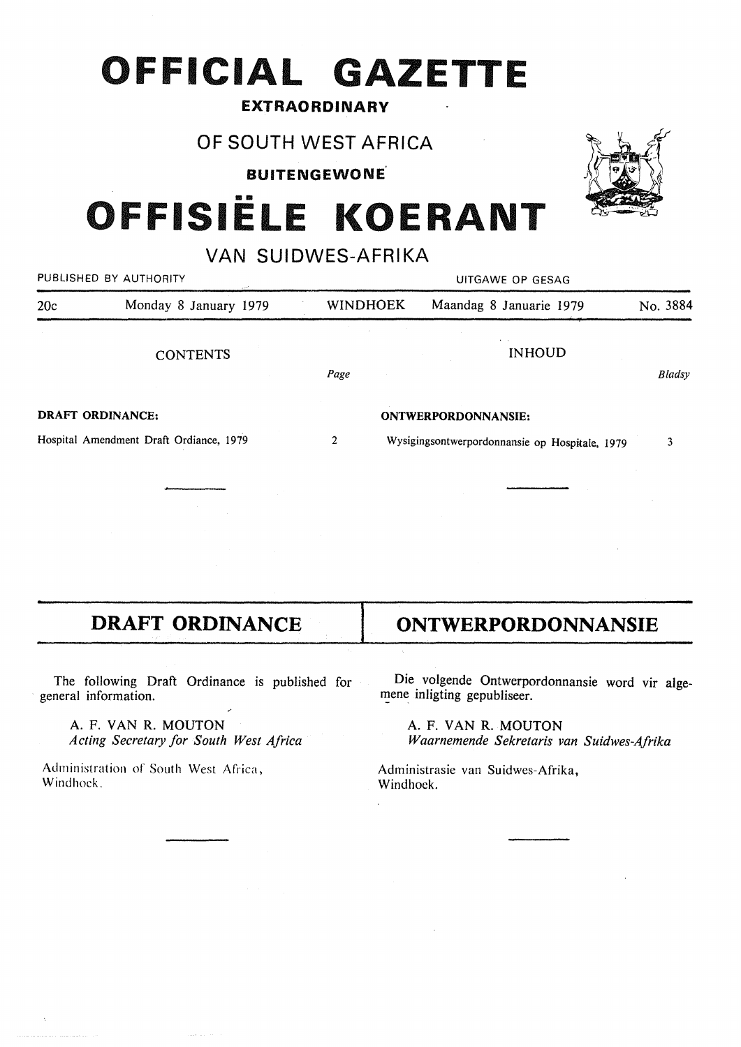# OFFICIAL GAZETTE

**EXTRAORDINARY**

OF SOUTH WEST AFRICA

**BUITENGEWONE**

# OFFISIËLE KOERANT

VAN SUIDWES-AFRIKA

PUBLISHED BY AUTHORITY — UITGAWE OP GESAG

| 20c | Monday 8 January 1979 | WINDHOEK | Maandag 8 Januarie 1979 | No. 3884 |
|---|---|---|---|---|

| CONTENTS | Page | INHOUD | Bladsy |
|---|---|---|---|
| **DRAFT ORDINANCE:** | | **ONTWERPORDONNANSIE:** | |
| Hospital Amendment Draft Ordiance, 1979 | 2 | Wysigingsontwerpordonnansie op Hospitale, 1979 | 3 |

## DRAFT ORDINANCE

The following Draft Ordinance is published for general information.

A. F. VAN R. MOUTON
*Acting Secretary for South West Africa*

Administration of South West Africa,
Windhoek.

## ONTWERPORDONNANSIE

Die volgende Ontwerpordonnansie word vir algemene inligting gepubliseer.

A. F. VAN R. MOUTON
*Waarnemende Sekretaris van Suidwes-Afrika*

Administrasie van Suidwes-Afrika,
Windhoek.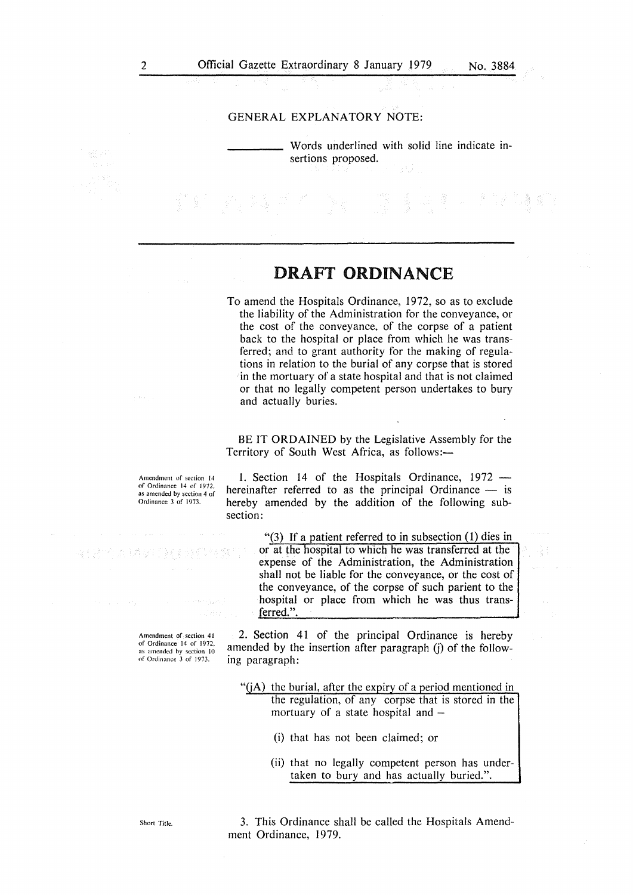GENERAL EXPLANATORY NOTE:

\_\_\_\_\_\_\_\_\_ Words underlined with solid line indicate insertions proposed.

---

# DRAFT ORDINANCE

To amend the Hospitals Ordinance, 1972, so as to exclude the liability of the Administration for the conveyance, or the cost of the conveyance, of the corpse of a patient back to the hospital or place from which he was transferred; and to grant authority for the making of regulations in relation to the burial of any corpse that is stored in the mortuary of a state hospital and that is not claimed or that no legally competent person undertakes to bury and actually buries.

BE IT ORDAINED by the Legislative Assembly for the Territory of South West Africa, as follows:—

*Amendment of section 14 of Ordinance 14 of 1972, as amended by section 4 of Ordinance 3 of 1973.*

1. Section 14 of the Hospitals Ordinance, 1972 — hereinafter referred to as the principal Ordinance — is hereby amended by the addition of the following subsection:

> "<u>(3) If a patient referred to in subsection (1) dies in or at the hospital to which he was transferred at the expense of the Administration, the Administration shall not be liable for the conveyance, or the cost of the conveyance, of the corpse of such parient to the hospital or place from which he was thus transferred.</u>".

*Amendment of section 41 of Ordinance 14 of 1972, as amended by section 10 of Ordinance 3 of 1973.*

2. Section 41 of the principal Ordinance is hereby amended by the insertion after paragraph (j) of the following paragraph:

> "<u>(jA) the burial, after the expiry of a period mentioned in the regulation, of any corpse that is stored in the mortuary of a state hospital and –</u>
>
> <u>(i) that has not been claimed; or</u>
>
> <u>(ii) that no legally competent person has undertaken to bury and has actually buried.</u>".

*Short Title.*

3. This Ordinance shall be called the Hospitals Amendment Ordinance, 1979.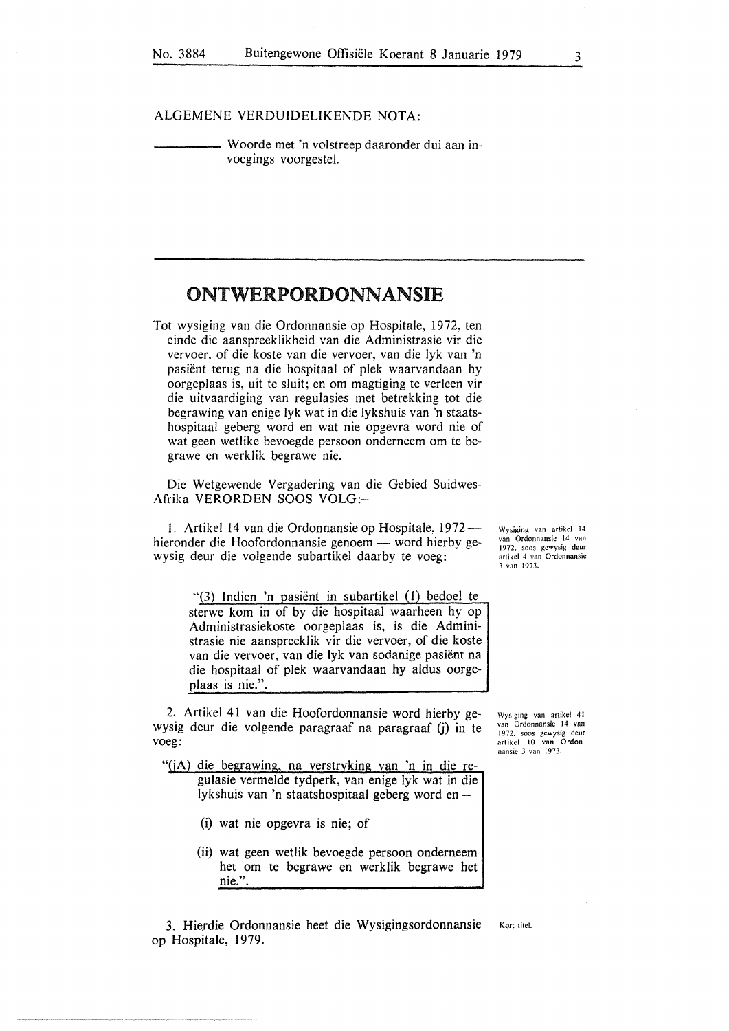ALGEMENE VERDUIDELIKENDE NOTA:

\_\_\_\_\_\_\_\_\_\_ Woorde met 'n volstreep daaronder dui aan invoegings voorgestel.

# ONTWERPORDONNANSIE

Tot wysiging van die Ordonnansie op Hospitale, 1972, ten einde die aanspreeklikheid van die Administrasie vir die vervoer, of die koste van die vervoer, van die lyk van 'n pasiënt terug na die hospitaal of plek waarvandaan hy oorgeplaas is, uit te sluit; en om magtiging te verleen vir die uitvaardiging van regulasies met betrekking tot die begrawing van enige lyk wat in die lykshuis van 'n staatshospitaal geberg word en wat nie opgevra word nie of wat geen wetlike bevoegde persoon onderneem om te begrawe en werklik begrawe nie.

Die Wetgewende Vergadering van die Gebied Suidwes-Afrika VERORDEN SOOS VOLG:–

*Wysiging van artikel 14 van Ordonnansie 14 van 1972, soos gewysig deur artikel 4 van Ordonnansie 3 van 1973.*

1. Artikel 14 van die Ordonnansie op Hospitale, 1972 — hieronder die Hoofordonnansie genoem — word hierby gewysig deur die volgende subartikel daarby te voeg:

> "<u>(3) Indien 'n pasiënt in subartikel (1) bedoel te sterwe kom in of by die hospitaal waarheen hy op Administrasiekoste oorgeplaas is, is die Administrasie nie aanspreeklik vir die vervoer, of die koste van die vervoer, van die lyk van sodanige pasiënt na die hospitaal of plek waarvandaan hy aldus oorgeplaas is nie.</u>".

*Wysiging van artikel 41 van Ordonnansie 14 van 1972, soos gewysig deur artikel 10 van Ordonnansie 3 van 1973.*

2. Artikel 41 van die Hoofordonnansie word hierby gewysig deur die volgende paragraaf na paragraaf (j) in te voeg:

> "<u>(jA) die begrawing, na verstryking van 'n in die regulasie vermelde tydperk, van enige lyk wat in die lykshuis van 'n staatshospitaal geberg word en –</u>
>
> <u>(i) wat nie opgevra is nie; of</u>
>
> <u>(ii) wat geen wetlik bevoegde persoon onderneem het om te begrawe en werklik begrawe het nie.</u>".

*Kort titel.*

3. Hierdie Ordonnansie heet die Wysigingsordonnansie op Hospitale, 1979.